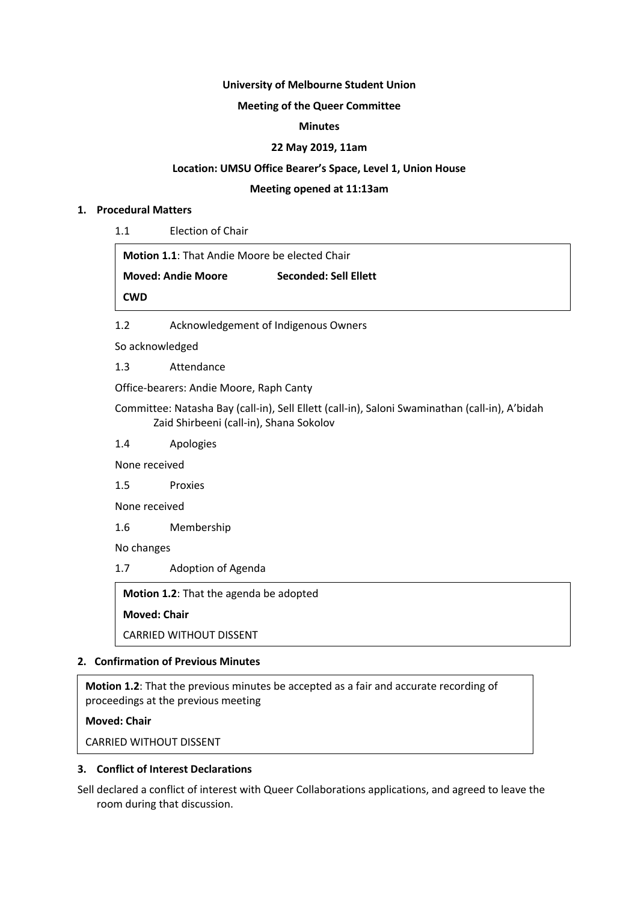**University of Melbourne Student Union**

**Meeting of the Queer Committee**

**Minutes**

**22 May 2019, 11am**

**Location: UMSU Office Bearer's Space, Level 1, Union House**

**Meeting opened at 11:13am**

## 1. Procedural Matters

1.1 Election of Chair

> **Motion 1.1**: That Andie Moore be elected Chair
>
> **Moved: Andie Moore** **Seconded: Sell Ellett**
>
> **CWD**

1.2 Acknowledgement of Indigenous Owners

So acknowledged

1.3 Attendance

Office-bearers: Andie Moore, Raph Canty

Committee: Natasha Bay (call-in), Sell Ellett (call-in), Saloni Swaminathan (call-in), A'bidah Zaid Shirbeeni (call-in), Shana Sokolov

1.4 Apologies

None received

1.5 Proxies

None received

1.6 Membership

No changes

1.7 Adoption of Agenda

> **Motion 1.2**: That the agenda be adopted
>
> **Moved: Chair**
>
> CARRIED WITHOUT DISSENT

## 2. Confirmation of Previous Minutes

> **Motion 1.2**: That the previous minutes be accepted as a fair and accurate recording of proceedings at the previous meeting
>
> **Moved: Chair**
>
> CARRIED WITHOUT DISSENT

## 3. Conflict of Interest Declarations

Sell declared a conflict of interest with Queer Collaborations applications, and agreed to leave the room during that discussion.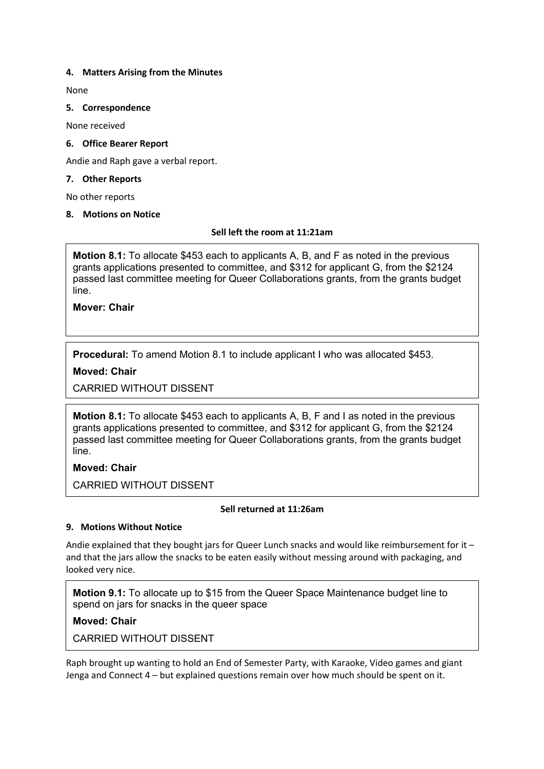**4. Matters Arising from the Minutes**

None

**5. Correspondence**

None received

**6. Office Bearer Report**

Andie and Raph gave a verbal report.

**7. Other Reports**

No other reports

**8. Motions on Notice**

**Sell left the room at 11:21am**

> **Motion 8.1:** To allocate $453 each to applicants A, B, and F as noted in the previous grants applications presented to committee, and $312 for applicant G, from the $2124 passed last committee meeting for Queer Collaborations grants, from the grants budget line.
>
> **Mover: Chair**

> **Procedural:** To amend Motion 8.1 to include applicant I who was allocated $453.
>
> **Moved: Chair**
>
> CARRIED WITHOUT DISSENT

> **Motion 8.1:** To allocate $453 each to applicants A, B, F and I as noted in the previous grants applications presented to committee, and $312 for applicant G, from the $2124 passed last committee meeting for Queer Collaborations grants, from the grants budget line.
>
> **Moved: Chair**
>
> CARRIED WITHOUT DISSENT

**Sell returned at 11:26am**

**9. Motions Without Notice**

Andie explained that they bought jars for Queer Lunch snacks and would like reimbursement for it – and that the jars allow the snacks to be eaten easily without messing around with packaging, and looked very nice.

> **Motion 9.1:** To allocate up to $15 from the Queer Space Maintenance budget line to spend on jars for snacks in the queer space
>
> **Moved: Chair**
>
> CARRIED WITHOUT DISSENT

Raph brought up wanting to hold an End of Semester Party, with Karaoke, Video games and giant Jenga and Connect 4 – but explained questions remain over how much should be spent on it.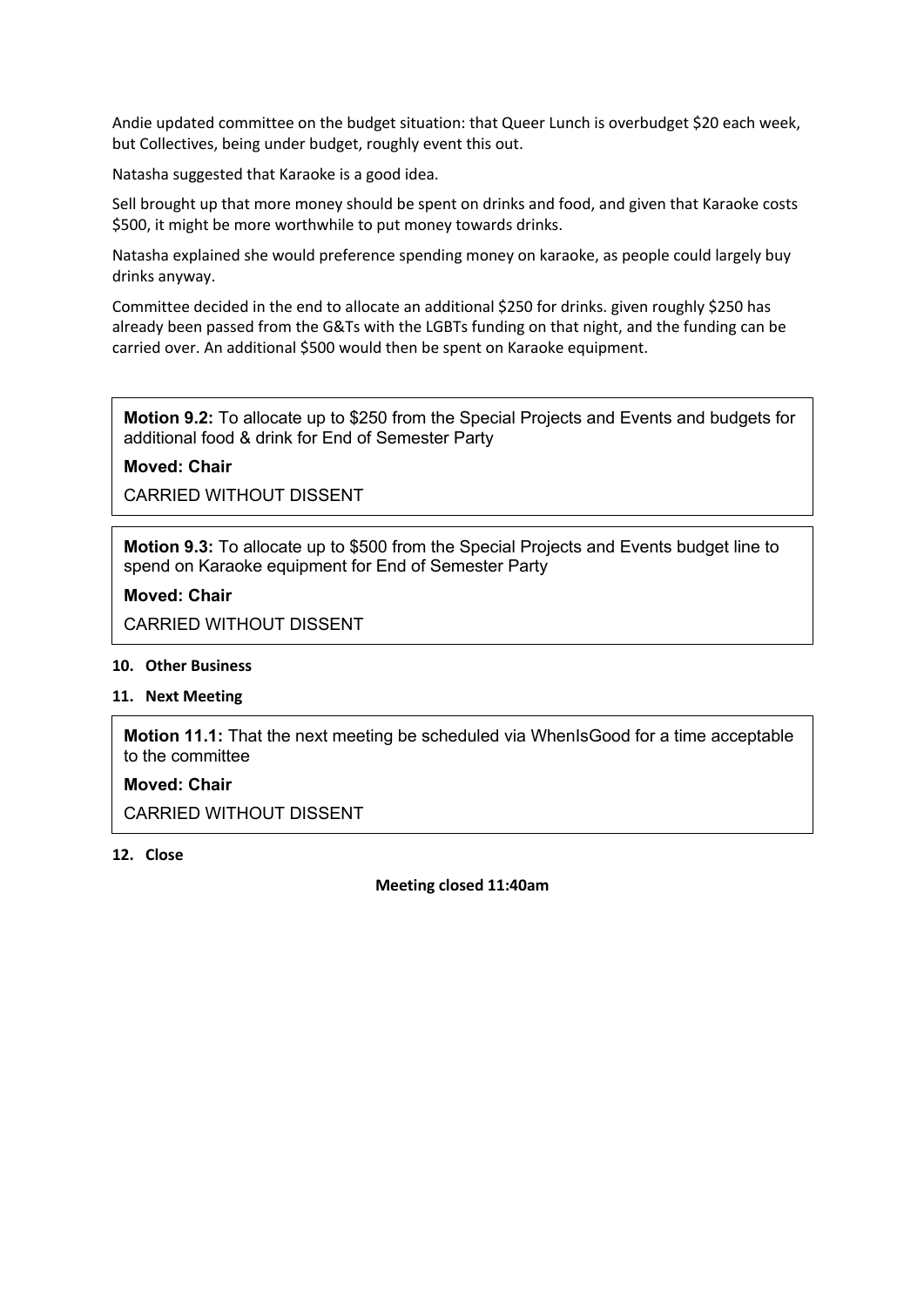Andie updated committee on the budget situation: that Queer Lunch is overbudget $20 each week, but Collectives, being under budget, roughly event this out.

Natasha suggested that Karaoke is a good idea.

Sell brought up that more money should be spent on drinks and food, and given that Karaoke costs $500, it might be more worthwhile to put money towards drinks.

Natasha explained she would preference spending money on karaoke, as people could largely buy drinks anyway.

Committee decided in the end to allocate an additional $250 for drinks. given roughly $250 has already been passed from the G&Ts with the LGBTs funding on that night, and the funding can be carried over. An additional $500 would then be spent on Karaoke equipment.

> **Motion 9.2:** To allocate up to $250 from the Special Projects and Events and budgets for additional food & drink for End of Semester Party
>
> **Moved: Chair**
>
> CARRIED WITHOUT DISSENT

> **Motion 9.3:** To allocate up to $500 from the Special Projects and Events budget line to spend on Karaoke equipment for End of Semester Party
>
> **Moved: Chair**
>
> CARRIED WITHOUT DISSENT

**10. Other Business**

**11. Next Meeting**

> **Motion 11.1:** That the next meeting be scheduled via WhenIsGood for a time acceptable to the committee
>
> **Moved: Chair**
>
> CARRIED WITHOUT DISSENT

**12. Close**

**Meeting closed 11:40am**